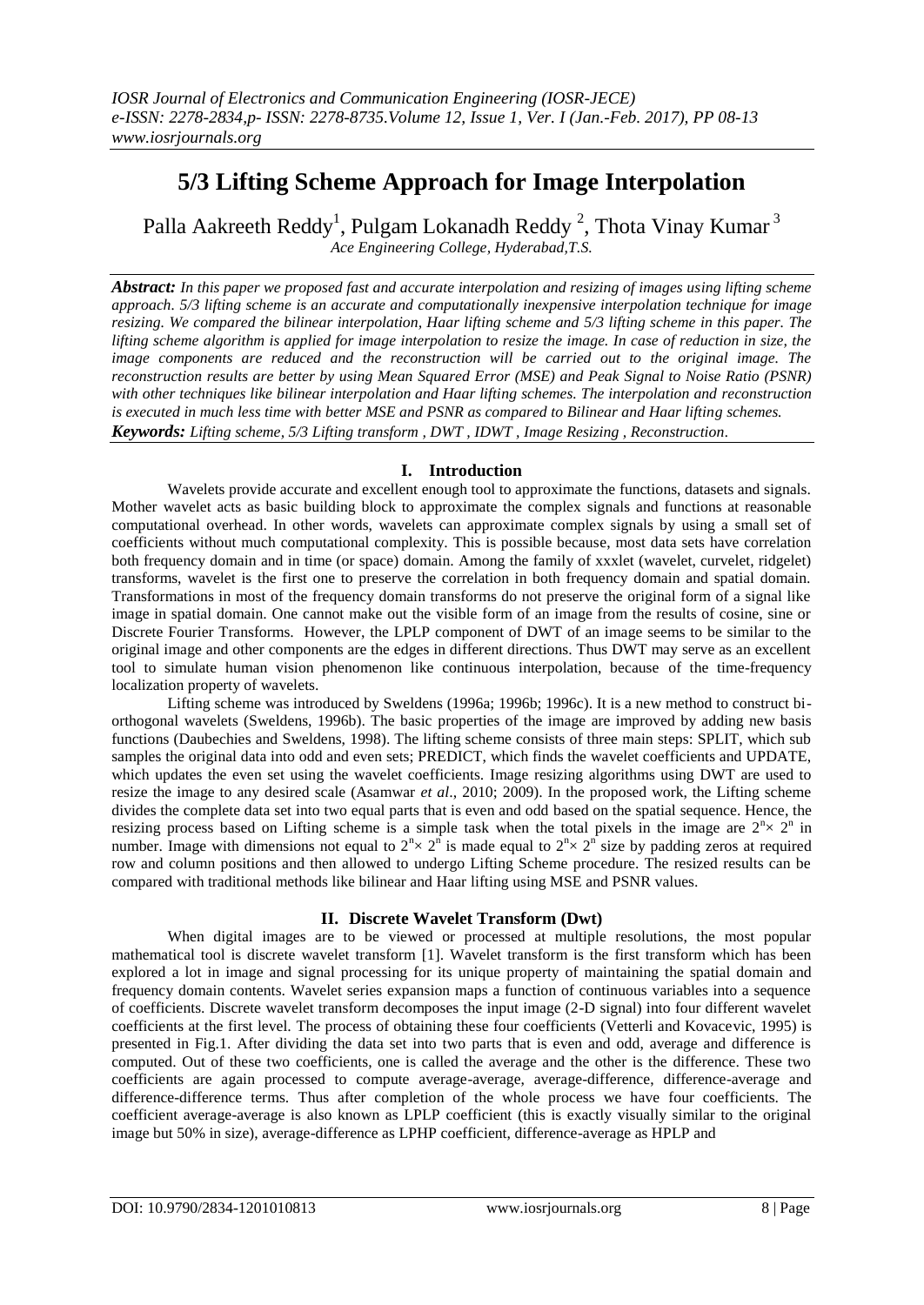# 5/3 Lifting Scheme Approach for Image Interpolation

Palla Aakreeth Reddy[1], Pulgam Lokanadh Reddy [2], Thota Vinay Kumar [3]

*Ace Engineering College, Hyderabad,T.S.*

***Abstract:*** *In this paper we proposed fast and accurate interpolation and resizing of images using lifting scheme approach. 5/3 lifting scheme is an accurate and computationally inexpensive interpolation technique for image resizing. We compared the bilinear interpolation, Haar lifting scheme and 5/3 lifting scheme in this paper. The lifting scheme algorithm is applied for image interpolation to resize the image. In case of reduction in size, the image components are reduced and the reconstruction will be carried out to the original image. The reconstruction results are better by using Mean Squared Error (MSE) and Peak Signal to Noise Ratio (PSNR) with other techniques like bilinear interpolation and Haar lifting schemes. The interpolation and reconstruction is executed in much less time with better MSE and PSNR as compared to Bilinear and Haar lifting schemes.*

***Keywords:*** *Lifting scheme, 5/3 Lifting transform , DWT , IDWT , Image Resizing , Reconstruction*.

## I. Introduction

Wavelets provide accurate and excellent enough tool to approximate the functions, datasets and signals. Mother wavelet acts as basic building block to approximate the complex signals and functions at reasonable computational overhead. In other words, wavelets can approximate complex signals by using a small set of coefficients without much computational complexity. This is possible because, most data sets have correlation both frequency domain and in time (or space) domain. Among the family of xxxlet (wavelet, curvelet, ridgelet) transforms, wavelet is the first one to preserve the correlation in both frequency domain and spatial domain. Transformations in most of the frequency domain transforms do not preserve the original form of a signal like image in spatial domain. One cannot make out the visible form of an image from the results of cosine, sine or Discrete Fourier Transforms. However, the LPLP component of DWT of an image seems to be similar to the original image and other components are the edges in different directions. Thus DWT may serve as an excellent tool to simulate human vision phenomenon like continuous interpolation, because of the time-frequency localization property of wavelets.

Lifting scheme was introduced by Sweldens (1996a; 1996b; 1996c). It is a new method to construct bi-orthogonal wavelets (Sweldens, 1996b). The basic properties of the image are improved by adding new basis functions (Daubechies and Sweldens, 1998). The lifting scheme consists of three main steps: SPLIT, which sub samples the original data into odd and even sets; PREDICT, which finds the wavelet coefficients and UPDATE, which updates the even set using the wavelet coefficients. Image resizing algorithms using DWT are used to resize the image to any desired scale (Asamwar *et al*., 2010; 2009). In the proposed work, the Lifting scheme divides the complete data set into two equal parts that is even and odd based on the spatial sequence. Hence, the resizing process based on Lifting scheme is a simple task when the total pixels in the image are $2^n\times 2^n$ in number. Image with dimensions not equal to $2^n\times 2^n$ is made equal to $2^n\times 2^n$ size by padding zeros at required row and column positions and then allowed to undergo Lifting Scheme procedure. The resized results can be compared with traditional methods like bilinear and Haar lifting using MSE and PSNR values.

## II. Discrete Wavelet Transform (Dwt)

When digital images are to be viewed or processed at multiple resolutions, the most popular mathematical tool is discrete wavelet transform [1]. Wavelet transform is the first transform which has been explored a lot in image and signal processing for its unique property of maintaining the spatial domain and frequency domain contents. Wavelet series expansion maps a function of continuous variables into a sequence of coefficients. Discrete wavelet transform decomposes the input image (2-D signal) into four different wavelet coefficients at the first level. The process of obtaining these four coefficients (Vetterli and Kovacevic, 1995) is presented in Fig.1. After dividing the data set into two parts that is even and odd, average and difference is computed. Out of these two coefficients, one is called the average and the other is the difference. These two coefficients are again processed to compute average-average, average-difference, difference-average and difference-difference terms. Thus after completion of the whole process we have four coefficients. The coefficient average-average is also known as LPLP coefficient (this is exactly visually similar to the original image but 50% in size), average-difference as LPHP coefficient, difference-average as HPLP and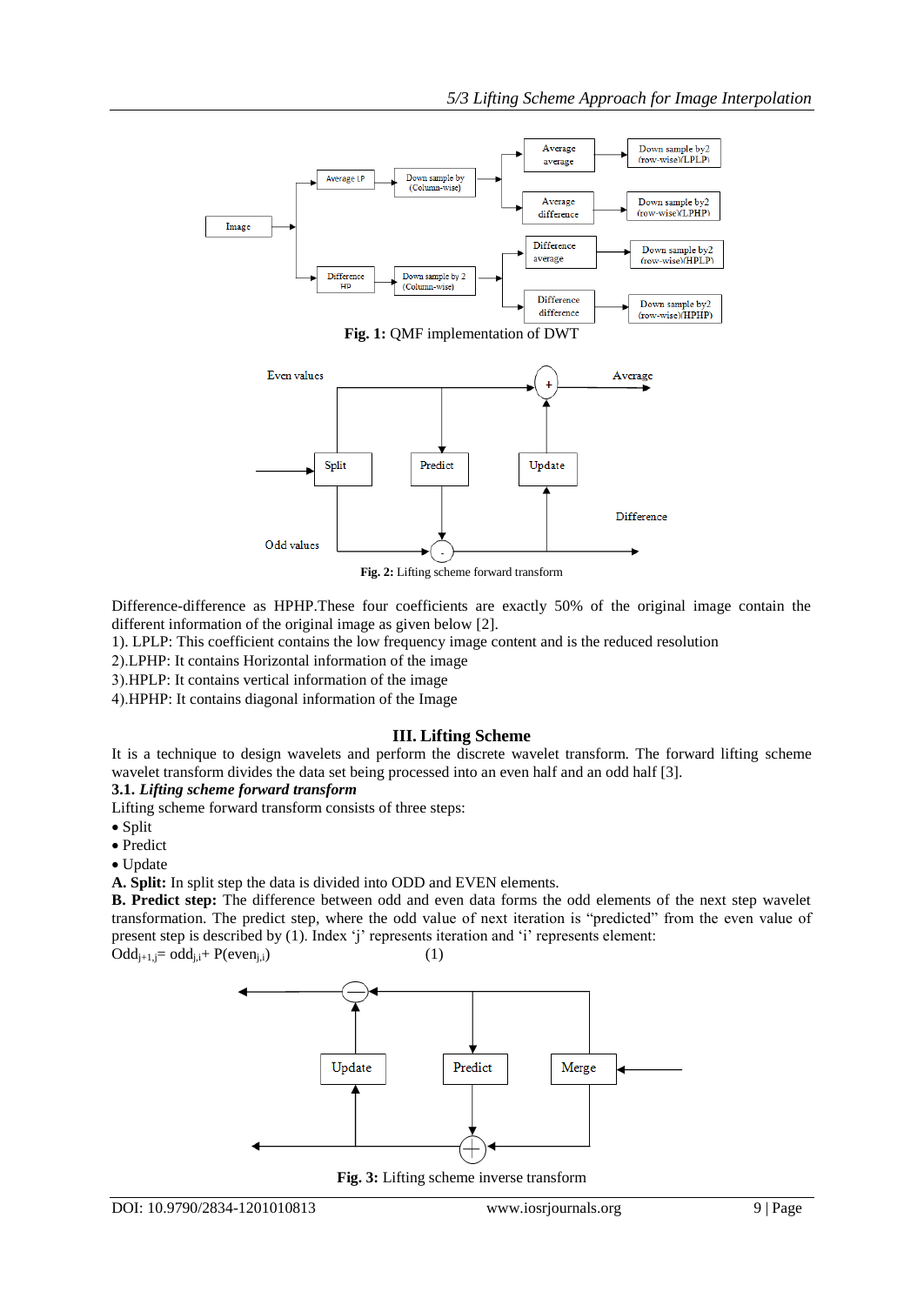Fig. 1: QMF implementation of DWT

Fig. 2: Lifting scheme forward transform

Difference-difference as HPHP.These four coefficients are exactly 50% of the original image contain the different information of the original image as given below [2].

1). LPLP: This coefficient contains the low frequency image content and is the reduced resolution

2).LPHP: It contains Horizontal information of the image

3).HPLP: It contains vertical information of the image

4).HPHP: It contains diagonal information of the Image

## III. Lifting Scheme

It is a technique to design wavelets and perform the discrete wavelet transform. The forward lifting scheme wavelet transform divides the data set being processed into an even half and an odd half [3].

### 3.1. *Lifting scheme forward transform*

Lifting scheme forward transform consists of three steps:

- Split
- Predict
- Update

**A. Split:** In split step the data is divided into ODD and EVEN elements.

**B. Predict step:** The difference between odd and even data forms the odd elements of the next step wavelet transformation. The predict step, where the odd value of next iteration is "predicted" from the even value of present step is described by (1). Index 'j' represents iteration and 'i' represents element:

$Odd_{j+1,i} = odd_{j,i} + P(even_{j,i})$ (1)

Fig. 3: Lifting scheme inverse transform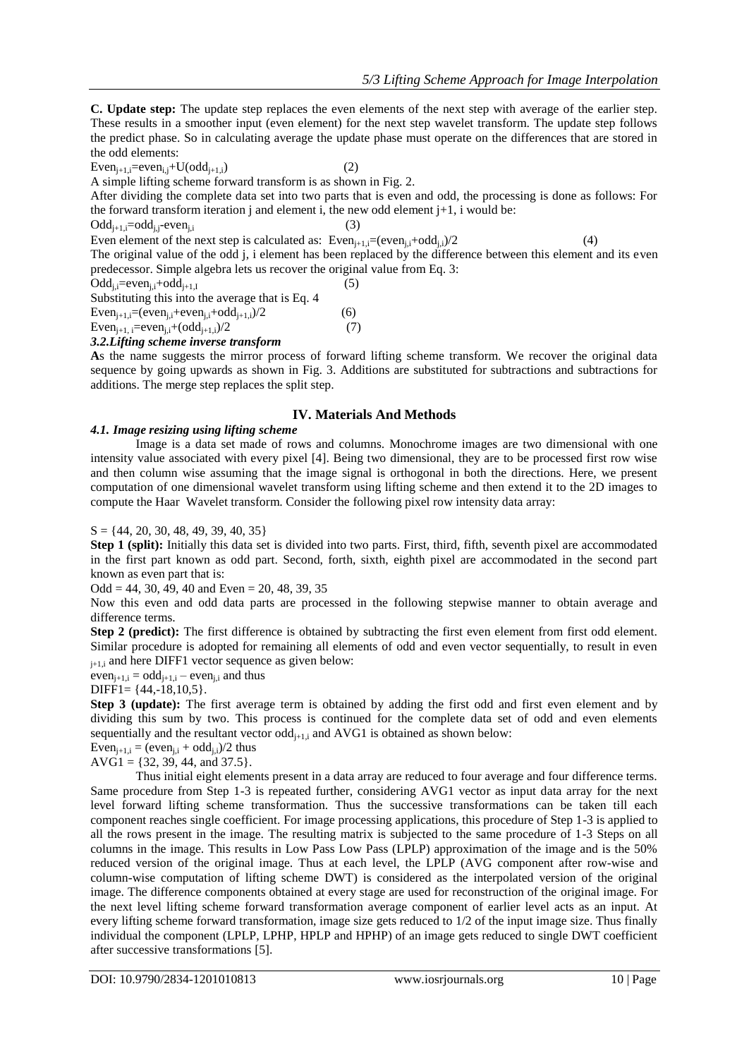**C. Update step:** The update step replaces the even elements of the next step with average of the earlier step. These results in a smoother input (even element) for the next step wavelet transform. The update step follows the predict phase. So in calculating average the update phase must operate on the differences that are stored in the odd elements:

$Even_{j+1,i}=even_{i,j}+U(odd_{j+1,i})$ (2)

A simple lifting scheme forward transform is as shown in Fig. 2.

After dividing the complete data set into two parts that is even and odd, the processing is done as follows: For the forward transform iteration j and element i, the new odd element j+1, i would be:

$Odd_{j+1,i}=odd_{i,j}-even_{j,i}$ (3)

Even element of the next step is calculated as: $Even_{j+1,i}=(even_{j,i}+odd_{j,i})/2$ (4)

The original value of the odd j, i element has been replaced by the difference between this element and its even predecessor. Simple algebra lets us recover the original value from Eq. 3:

$Odd_{j,i}=even_{j,i}+odd_{j+1,I}$ (5)

Substituting this into the average that is Eq. 4

$Even_{j+1,i}=(even_{j,i}+even_{j,i}+odd_{j+1,i})/2$ (6)

$Even_{j+1,\,i}=even_{j,i}+(odd_{j+1,i})/2$ (7)

***3.2.Lifting scheme inverse transform***

**A**s the name suggests the mirror process of forward lifting scheme transform. We recover the original data sequence by going upwards as shown in Fig. 3. Additions are substituted for subtractions and subtractions for additions. The merge step replaces the split step.

## IV. Materials And Methods

***4.1. Image resizing using lifting scheme***

Image is a data set made of rows and columns. Monochrome images are two dimensional with one intensity value associated with every pixel [4]. Being two dimensional, they are to be processed first row wise and then column wise assuming that the image signal is orthogonal in both the directions. Here, we present computation of one dimensional wavelet transform using lifting scheme and then extend it to the 2D images to compute the Haar Wavelet transform. Consider the following pixel row intensity data array:

S = {44, 20, 30, 48, 49, 39, 40, 35}

**Step 1 (split):** Initially this data set is divided into two parts. First, third, fifth, seventh pixel are accommodated in the first part known as odd part. Second, forth, sixth, eighth pixel are accommodated in the second part known as even part that is:

Odd = 44, 30, 49, 40 and Even = 20, 48, 39, 35

Now this even and odd data parts are processed in the following stepwise manner to obtain average and difference terms.

**Step 2 (predict):** The first difference is obtained by subtracting the first even element from first odd element. Similar procedure is adopted for remaining all elements of odd and even vector sequentially, to result in even $_{j+1,i}$ and here DIFF1 vector sequence as given below:

$even_{j+1,i} = odd_{j+1,i} - even_{j,i}$ and thus

DIFF1= {44,-18,10,5}.

**Step 3 (update):** The first average term is obtained by adding the first odd and first even element and by dividing this sum by two. This process is continued for the complete data set of odd and even elements sequentially and the resultant vector $odd_{j+1,i}$ and AVG1 is obtained as shown below:

$Even_{j+1,i} = (even_{j,i} + odd_{j,i})/2$ thus

AVG1 = {32, 39, 44, and 37.5}.

Thus initial eight elements present in a data array are reduced to four average and four difference terms. Same procedure from Step 1-3 is repeated further, considering AVG1 vector as input data array for the next level forward lifting scheme transformation. Thus the successive transformations can be taken till each component reaches single coefficient. For image processing applications, this procedure of Step 1-3 is applied to all the rows present in the image. The resulting matrix is subjected to the same procedure of 1-3 Steps on all columns in the image. This results in Low Pass Low Pass (LPLP) approximation of the image and is the 50% reduced version of the original image. Thus at each level, the LPLP (AVG component after row-wise and column-wise computation of lifting scheme DWT) is considered as the interpolated version of the original image. The difference components obtained at every stage are used for reconstruction of the original image. For the next level lifting scheme forward transformation average component of earlier level acts as an input. At every lifting scheme forward transformation, image size gets reduced to 1/2 of the input image size. Thus finally individual the component (LPLP, LPHP, HPLP and HPHP) of an image gets reduced to single DWT coefficient after successive transformations [5].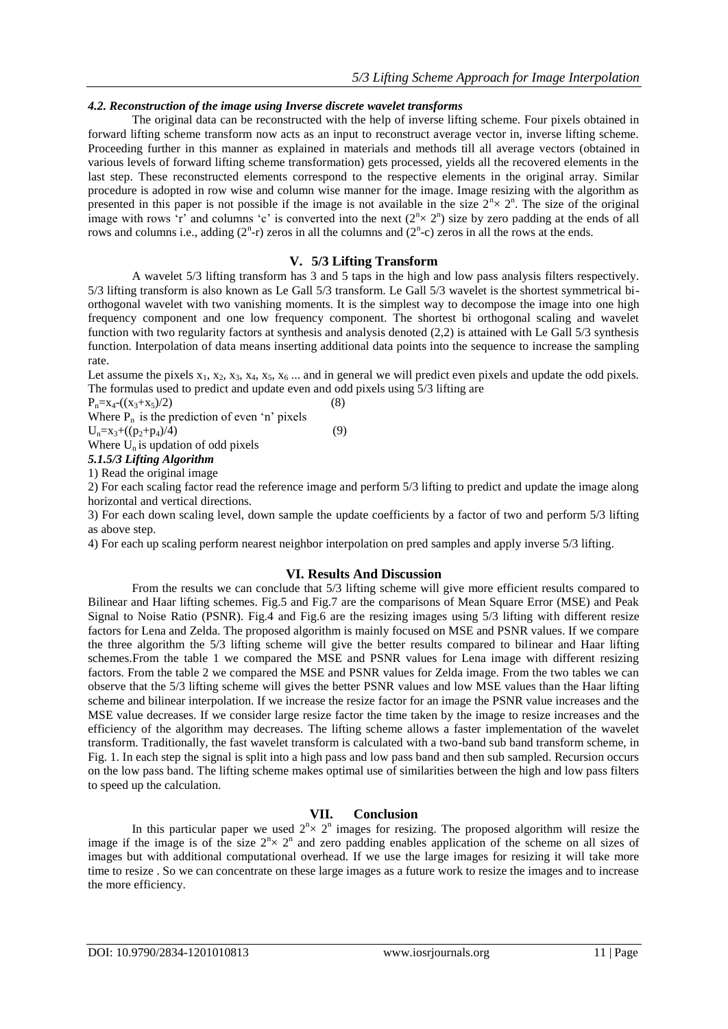#### *4.2. Reconstruction of the image using Inverse discrete wavelet transforms*

The original data can be reconstructed with the help of inverse lifting scheme. Four pixels obtained in forward lifting scheme transform now acts as an input to reconstruct average vector in, inverse lifting scheme. Proceeding further in this manner as explained in materials and methods till all average vectors (obtained in various levels of forward lifting scheme transformation) gets processed, yields all the recovered elements in the last step. These reconstructed elements correspond to the respective elements in the original array. Similar procedure is adopted in row wise and column wise manner for the image. Image resizing with the algorithm as presented in this paper is not possible if the image is not available in the size $2^n \times 2^n$. The size of the original image with rows 'r' and columns 'c' is converted into the next ($2^n \times 2^n$) size by zero padding at the ends of all rows and columns i.e., adding ($2^n$-r) zeros in all the columns and ($2^n$-c) zeros in all the rows at the ends.

## V. 5/3 Lifting Transform

A wavelet 5/3 lifting transform has 3 and 5 taps in the high and low pass analysis filters respectively. 5/3 lifting transform is also known as Le Gall 5/3 transform. Le Gall 5/3 wavelet is the shortest symmetrical bi-orthogonal wavelet with two vanishing moments. It is the simplest way to decompose the image into one high frequency component and one low frequency component. The shortest bi orthogonal scaling and wavelet function with two regularity factors at synthesis and analysis denoted (2,2) is attained with Le Gall 5/3 synthesis function. Interpolation of data means inserting additional data points into the sequence to increase the sampling rate.

Let assume the pixels $x_1$, $x_2$, $x_3$, $x_4$, $x_5$, $x_6$ ... and in general we will predict even pixels and update the odd pixels. The formulas used to predict and update even and odd pixels using 5/3 lifting are

$$P_n = x_4 - ((x_3 + x_5)/2) \quad (8)$$

Where $P_n$ is the prediction of even 'n' pixels

$$U_n = x_3 + ((p_2 + p_4)/4) \quad (9)$$

Where $U_n$ is updation of odd pixels

#### *5.1.5/3 Lifting Algorithm*

1) Read the original image
2) For each scaling factor read the reference image and perform 5/3 lifting to predict and update the image along horizontal and vertical directions.
3) For each down scaling level, down sample the update coefficients by a factor of two and perform 5/3 lifting as above step.
4) For each up scaling perform nearest neighbor interpolation on pred samples and apply inverse 5/3 lifting.

## VI. Results And Discussion

From the results we can conclude that 5/3 lifting scheme will give more efficient results compared to Bilinear and Haar lifting schemes. Fig.5 and Fig.7 are the comparisons of Mean Square Error (MSE) and Peak Signal to Noise Ratio (PSNR). Fig.4 and Fig.6 are the resizing images using 5/3 lifting with different resize factors for Lena and Zelda. The proposed algorithm is mainly focused on MSE and PSNR values. If we compare the three algorithm the 5/3 lifting scheme will give the better results compared to bilinear and Haar lifting schemes.From the table 1 we compared the MSE and PSNR values for Lena image with different resizing factors. From the table 2 we compared the MSE and PSNR values for Zelda image. From the two tables we can observe that the 5/3 lifting scheme will gives the better PSNR values and low MSE values than the Haar lifting scheme and bilinear interpolation. If we increase the resize factor for an image the PSNR value increases and the MSE value decreases. If we consider large resize factor the time taken by the image to resize increases and the efficiency of the algorithm may decreases. The lifting scheme allows a faster implementation of the wavelet transform. Traditionally, the fast wavelet transform is calculated with a two-band sub band transform scheme, in Fig. 1. In each step the signal is split into a high pass and low pass band and then sub sampled. Recursion occurs on the low pass band. The lifting scheme makes optimal use of similarities between the high and low pass filters to speed up the calculation.

## VII. Conclusion

In this particular paper we used $2^n \times 2^n$ images for resizing. The proposed algorithm will resize the image if the image is of the size $2^n \times 2^n$ and zero padding enables application of the scheme on all sizes of images but with additional computational overhead. If we use the large images for resizing it will take more time to resize . So we can concentrate on these large images as a future work to resize the images and to increase the more efficiency.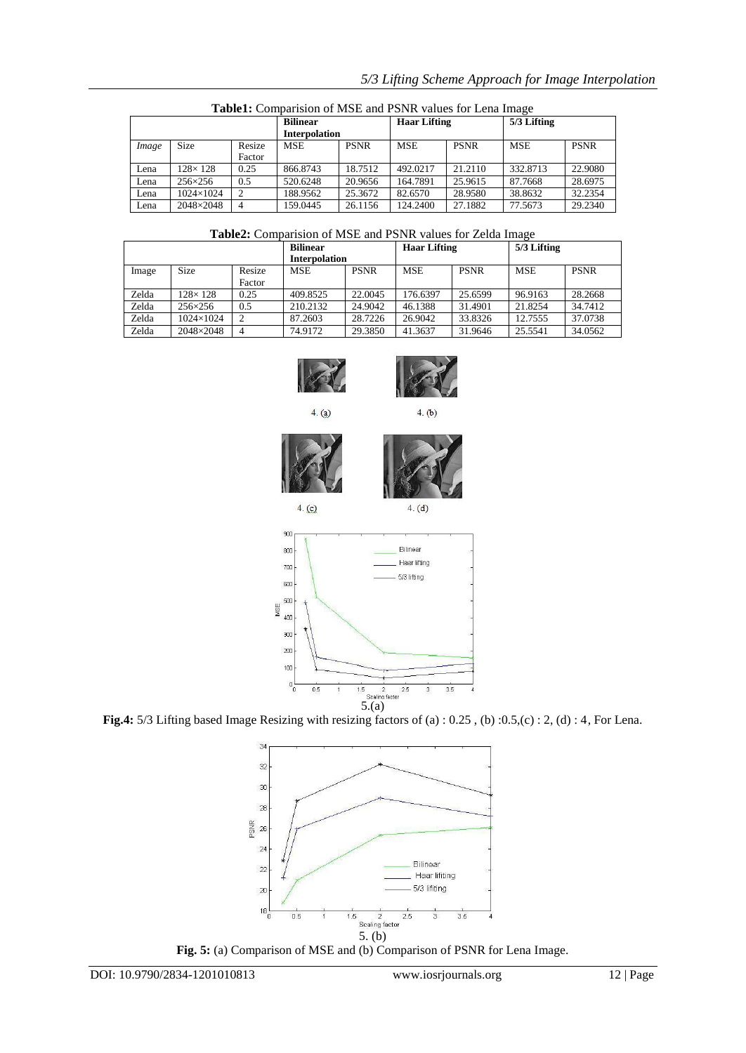**Table1:** Comparision of MSE and PSNR values for Lena Image

| | | | Bilinear Interpolation | | Haar Lifting | | 5/3 Lifting | |
|---|---|---|---|---|---|---|---|---|
| *Image* | Size | Resize Factor | MSE | PSNR | MSE | PSNR | MSE | PSNR |
| Lena | 128× 128 | 0.25 | 866.8743 | 18.7512 | 492.0217 | 21.2110 | 332.8713 | 22.9080 |
| Lena | 256×256 | 0.5 | 520.6248 | 20.9656 | 164.7891 | 25.9615 | 87.7668 | 28.6975 |
| Lena | 1024×1024 | 2 | 188.9562 | 25.3672 | 82.6570 | 28.9580 | 38.8632 | 32.2354 |
| Lena | 2048×2048 | 4 | 159.0445 | 26.1156 | 124.2400 | 27.1882 | 77.5673 | 29.2340 |

**Table2:** Comparision of MSE and PSNR values for Zelda Image

| | | | Bilinear Interpolation | | Haar Lifting | | 5/3 Lifting | |
|---|---|---|---|---|---|---|---|---|
| Image | Size | Resize Factor | MSE | PSNR | MSE | PSNR | MSE | PSNR |
| Zelda | 128× 128 | 0.25 | 409.8525 | 22.0045 | 176.6397 | 25.6599 | 96.9163 | 28.2668 |
| Zelda | 256×256 | 0.5 | 210.2132 | 24.9042 | 46.1388 | 31.4901 | 21.8254 | 34.7412 |
| Zelda | 1024×1024 | 2 | 87.2603 | 28.7226 | 26.9042 | 33.8326 | 12.7555 | 37.0738 |
| Zelda | 2048×2048 | 4 | 74.9172 | 29.3850 | 41.3637 | 31.9646 | 25.5541 | 34.0562 |

4. (a) 4. (b)

4. (c) 4. (d)

5.(a)

**Fig.4:** 5/3 Lifting based Image Resizing with resizing factors of (a) : 0.25 , (b) :0.5,(c) : 2, (d) : 4 , For Lena.

5. (b)

**Fig. 5:** (a) Comparison of MSE and (b) Comparison of PSNR for Lena Image.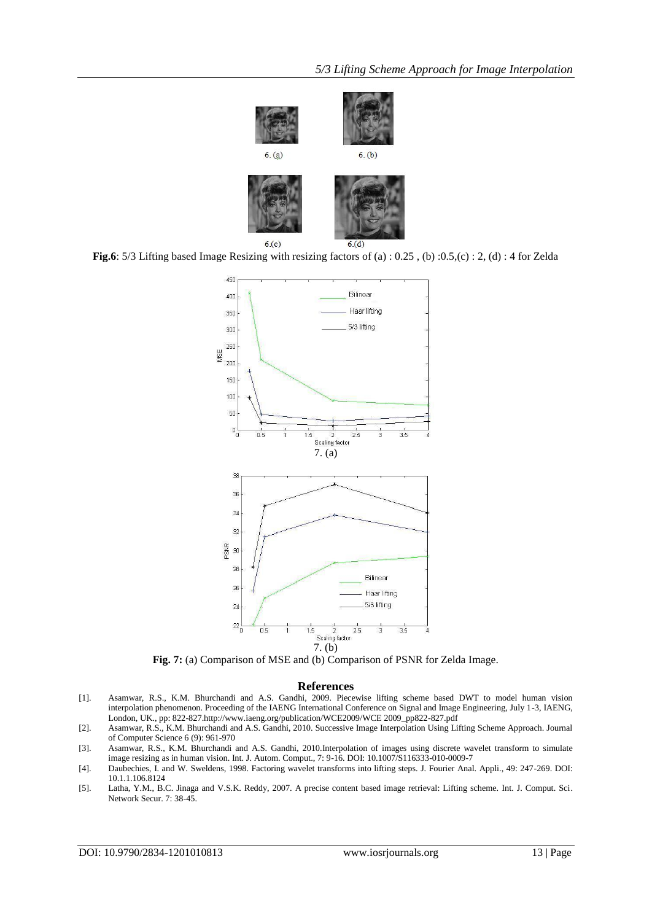6. (a)

6. (b)

6.(c)

6.(d)

**Fig.6**: 5/3 Lifting based Image Resizing with resizing factors of (a) : 0.25 , (b) :0.5,(c) : 2, (d) : 4 for Zelda

MSE

Scaling factor

Bilinear

Haar lifting

5/3 lifting

450
400
350
300
250
200
150
100
50
0

0 0.5 1 1.5 2 2.5 3 3.5 4

7. (a)

PSNR

Scaling factor

Bilinear

Haar lifting

5/3 lifting

38
36
34
32
30
28
26
24
22

0 0.5 1 1.5 2 2.5 3 3.5 4

7. (b)

**Fig. 7:** (a) Comparison of MSE and (b) Comparison of PSNR for Zelda Image.

## References

[1]. Asamwar, R.S., K.M. Bhurchandi and A.S. Gandhi, 2009. Piecewise lifting scheme based DWT to model human vision interpolation phenomenon. Proceeding of the IAENG International Conference on Signal and Image Engineering, July 1-3, IAENG, London, UK., pp: 822-827.http://www.iaeng.org/publication/WCE2009/WCE 2009_pp822-827.pdf

[2]. Asamwar, R.S., K.M. Bhurchandi and A.S. Gandhi, 2010. Successive Image Interpolation Using Lifting Scheme Approach. Journal of Computer Science 6 (9): 961-970

[3]. Asamwar, R.S., K.M. Bhurchandi and A.S. Gandhi, 2010.Interpolation of images using discrete wavelet transform to simulate image resizing as in human vision. Int. J. Autom. Comput., 7: 9-16. DOI: 10.1007/S116333-010-0009-7

[4]. Daubechies, I. and W. Sweldens, 1998. Factoring wavelet transforms into lifting steps. J. Fourier Anal. Appli., 49: 247-269. DOI: 10.1.1.106.8124

[5]. Latha, Y.M., B.C. Jinaga and V.S.K. Reddy, 2007. A precise content based image retrieval: Lifting scheme. Int. J. Comput. Sci. Network Secur. 7: 38-45.